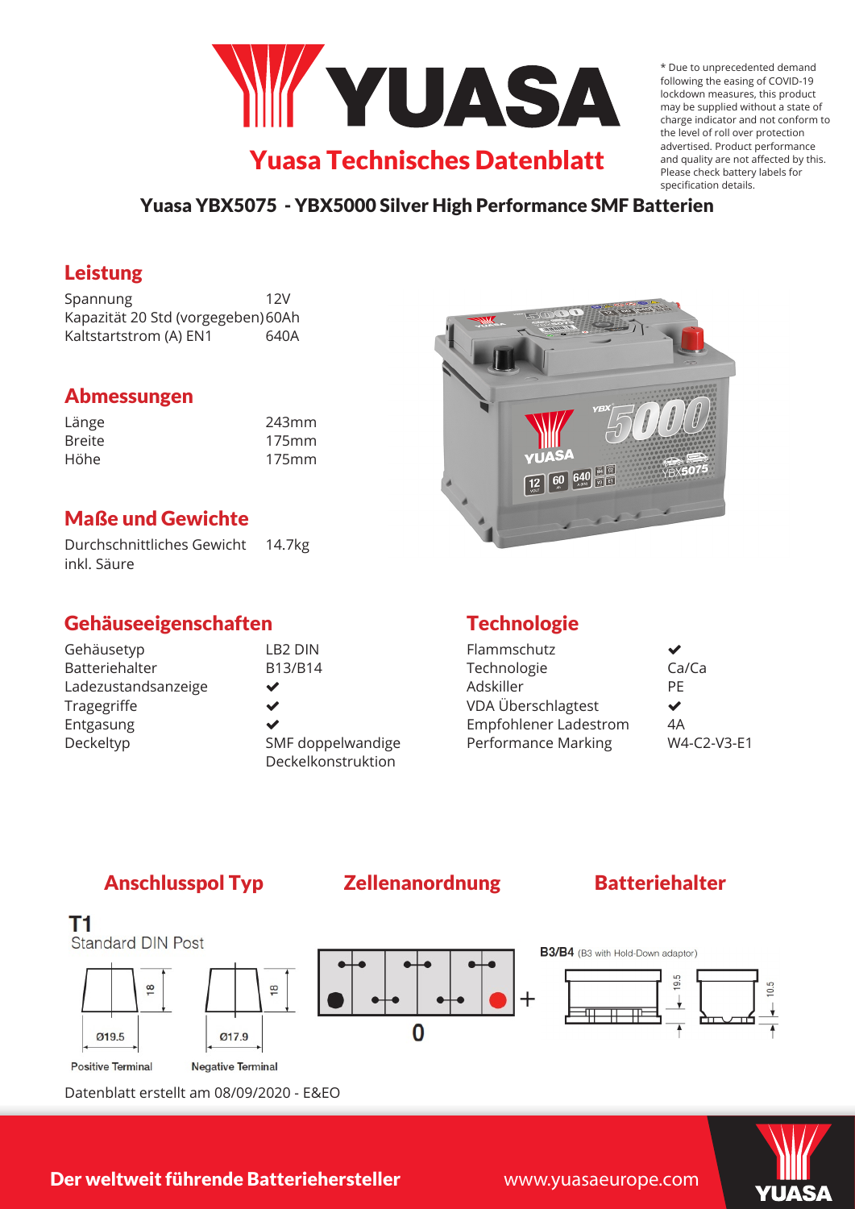# Yuasa Technisches Datenblatt

* Due to unprecedented demand following the easing of COVID-19 lockdown measures, this product may be supplied without a state of charge indicator and not conform to the level of roll over protection advertised. Product performance and quality are not affected by this. Please check battery labels for specification details.

## Yuasa YBX5075 - YBX5000 Silver High Performance SMF Batterien

### Leistung

| | |
|---|---|
| Spannung | 12V |
| Kapazität 20 Std (vorgegeben) | 60Ah |
| Kaltstartstrom (A) EN1 | 640A |

### Abmessungen

| | |
|---|---|
| Länge | 243mm |
| Breite | 175mm |
| Höhe | 175mm |

### Maße und Gewichte

| | |
|---|---|
| Durchschnittliches Gewicht inkl. Säure | 14.7kg |

### Gehäuseeigenschaften

| | |
|---|---|
| Gehäusetyp | LB2 DIN |
| Batteriehalter | B13/B14 |
| Ladezustandsanzeige | ✔ |
| Tragegriffe | ✔ |
| Entgasung | ✔ |
| Deckeltyp | SMF doppelwandige Deckelkonstruktion |

### Technologie

| | |
|---|---|
| Flammschutz | ✔ |
| Technologie | Ca/Ca |
| Adskiller | PE |
| VDA Überschlagtest | ✔ |
| Empfohlener Ladestrom | 4A |
| Performance Marking | W4-C2-V3-E1 |

### Anschlusspol Typ

T1

Standard DIN Post

Ø19.5 — 18 — Positive Terminal

Ø17.9 — 18 — Negative Terminal

### Zellenanordnung

0

### Batteriehalter

B3/B4 (B3 with Hold-Down adaptor)

19.5 — 10.5

Datenblatt erstellt am 08/09/2020 - E&EO

**Der weltweit führende Batteriehersteller**

www.yuasaeurope.com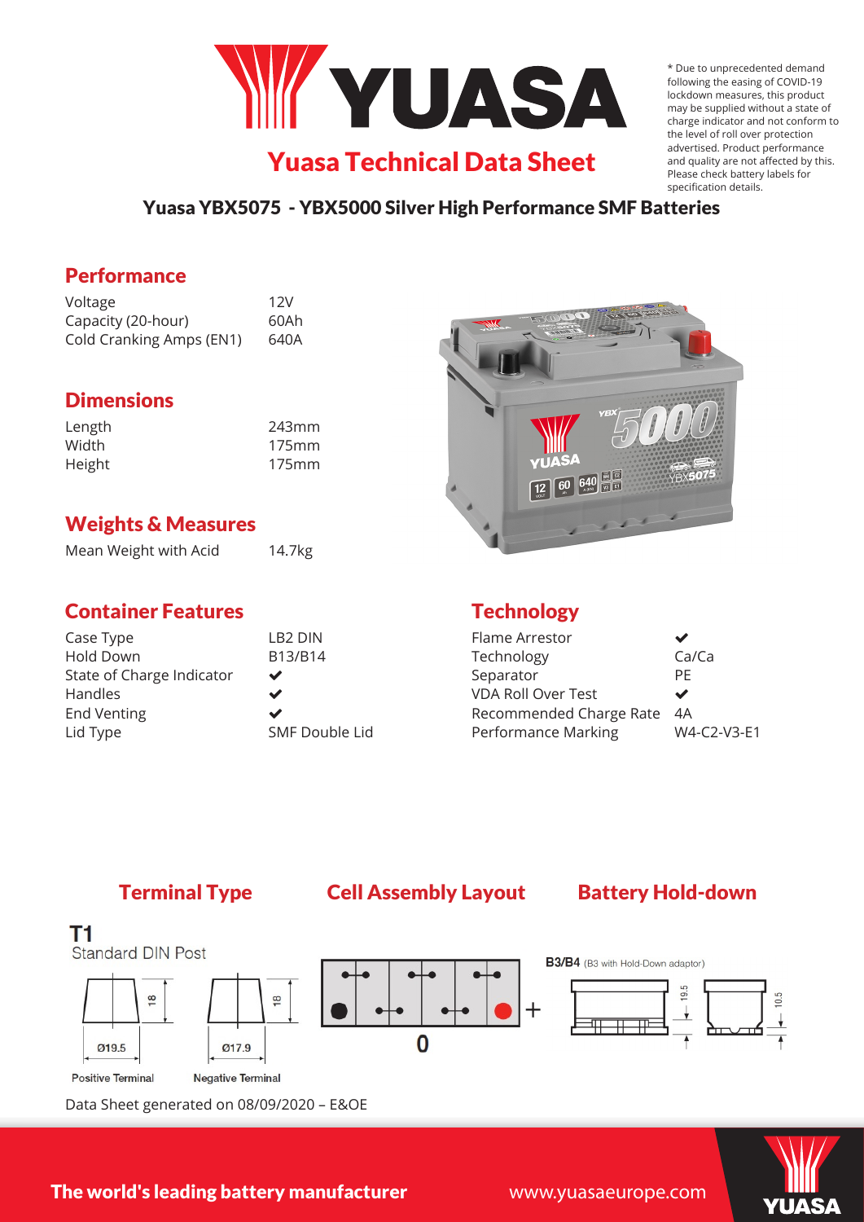# Yuasa Technical Data Sheet

* Due to unprecedented demand following the easing of COVID-19 lockdown measures, this product may be supplied without a state of charge indicator and not conform to the level of roll over protection advertised. Product performance and quality are not affected by this. Please check battery labels for specification details.

## Yuasa YBX5075 - YBX5000 Silver High Performance SMF Batteries

### Performance

| | |
|---|---|
| Voltage | 12V |
| Capacity (20-hour) | 60Ah |
| Cold Cranking Amps (EN1) | 640A |

### Dimensions

| | |
|---|---|
| Length | 243mm |
| Width | 175mm |
| Height | 175mm |

### Weights & Measures

| | |
|---|---|
| Mean Weight with Acid | 14.7kg |

### Container Features

| | |
|---|---|
| Case Type | LB2 DIN |
| Hold Down | B13/B14 |
| State of Charge Indicator | ✔ |
| Handles | ✔ |
| End Venting | ✔ |
| Lid Type | SMF Double Lid |

### Technology

| | |
|---|---|
| Flame Arrestor | ✔ |
| Technology | Ca/Ca |
| Separator | PE |
| VDA Roll Over Test | ✔ |
| Recommended Charge Rate | 4A |
| Performance Marking | W4-C2-V3-E1 |

### Terminal Type

T1

Standard DIN Post

Ø19.5 — 18 — Positive Terminal

Ø17.9 — 18 — Negative Terminal

### Cell Assembly Layout

0

### Battery Hold-down

B3/B4 (B3 with Hold-Down adaptor)

19.5

10.5

Data Sheet generated on 08/09/2020 – E&OE

The world's leading battery manufacturer

www.yuasaeurope.com